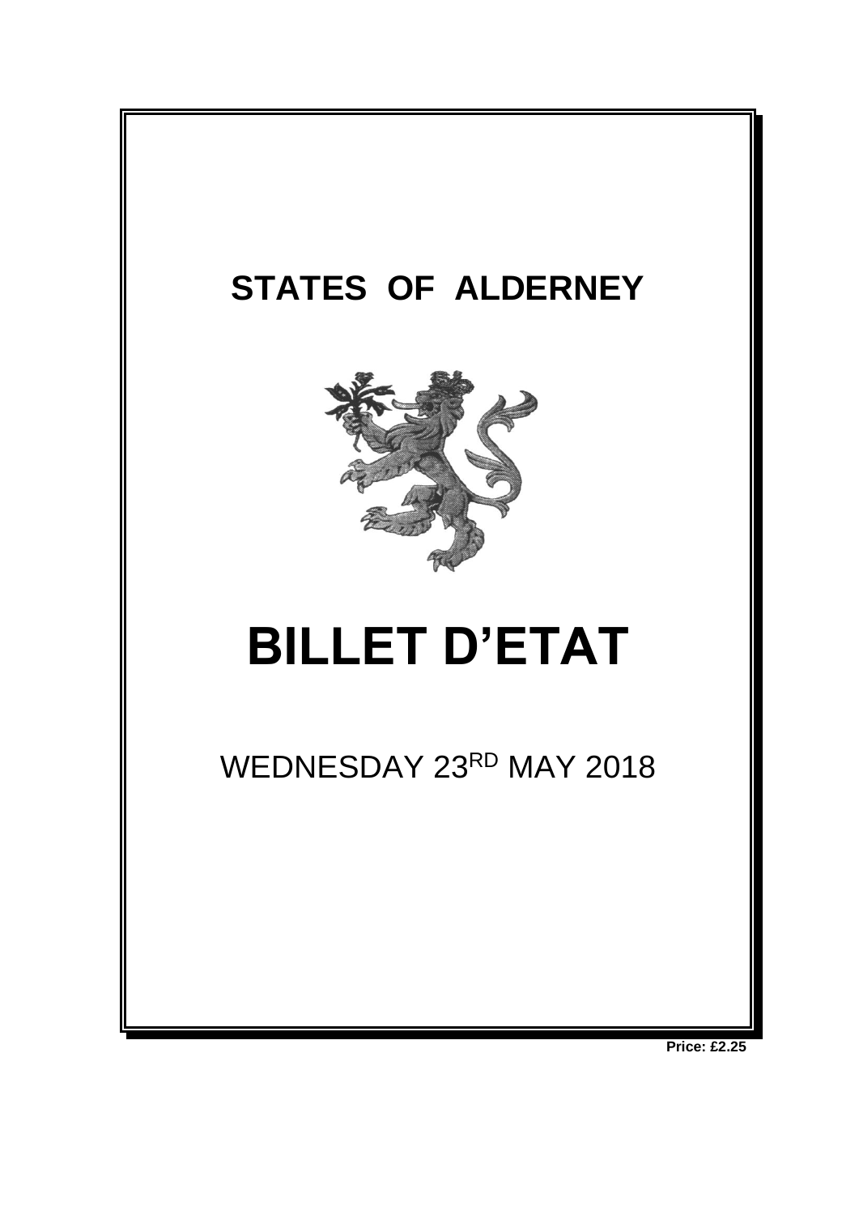# STATES OF ALDERNEY

# BILLET D'ETAT

WEDNESDAY 23RD MAY 2018

**Price: £2.25**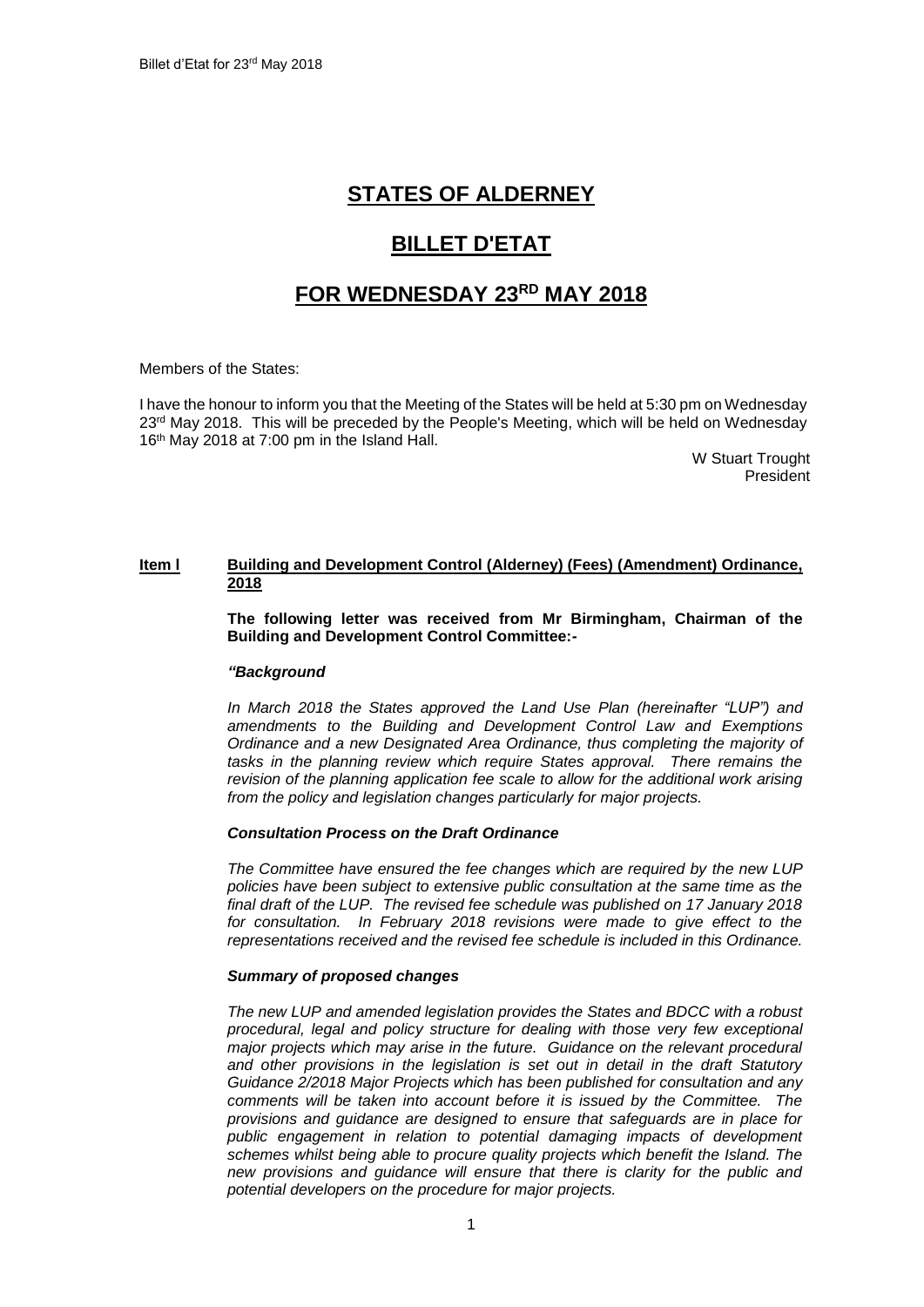# STATES OF ALDERNEY

# BILLET D'ETAT

# FOR WEDNESDAY 23RD MAY 2018

Members of the States:

I have the honour to inform you that the Meeting of the States will be held at 5:30 pm on Wednesday 23rd May 2018. This will be preceded by the People's Meeting, which will be held on Wednesday 16th May 2018 at 7:00 pm in the Island Hall.

W Stuart Trought
President

## Item l Building and Development Control (Alderney) (Fees) (Amendment) Ordinance, 2018

**The following letter was received from Mr Birmingham, Chairman of the Building and Development Control Committee:-**

***"Background***

*In March 2018 the States approved the Land Use Plan (hereinafter "LUP") and amendments to the Building and Development Control Law and Exemptions Ordinance and a new Designated Area Ordinance, thus completing the majority of tasks in the planning review which require States approval. There remains the revision of the planning application fee scale to allow for the additional work arising from the policy and legislation changes particularly for major projects.*

***Consultation Process on the Draft Ordinance***

*The Committee have ensured the fee changes which are required by the new LUP policies have been subject to extensive public consultation at the same time as the final draft of the LUP. The revised fee schedule was published on 17 January 2018 for consultation. In February 2018 revisions were made to give effect to the representations received and the revised fee schedule is included in this Ordinance.*

***Summary of proposed changes***

*The new LUP and amended legislation provides the States and BDCC with a robust procedural, legal and policy structure for dealing with those very few exceptional major projects which may arise in the future. Guidance on the relevant procedural and other provisions in the legislation is set out in detail in the draft Statutory Guidance 2/2018 Major Projects which has been published for consultation and any comments will be taken into account before it is issued by the Committee. The provisions and guidance are designed to ensure that safeguards are in place for public engagement in relation to potential damaging impacts of development schemes whilst being able to procure quality projects which benefit the Island. The new provisions and guidance will ensure that there is clarity for the public and potential developers on the procedure for major projects.*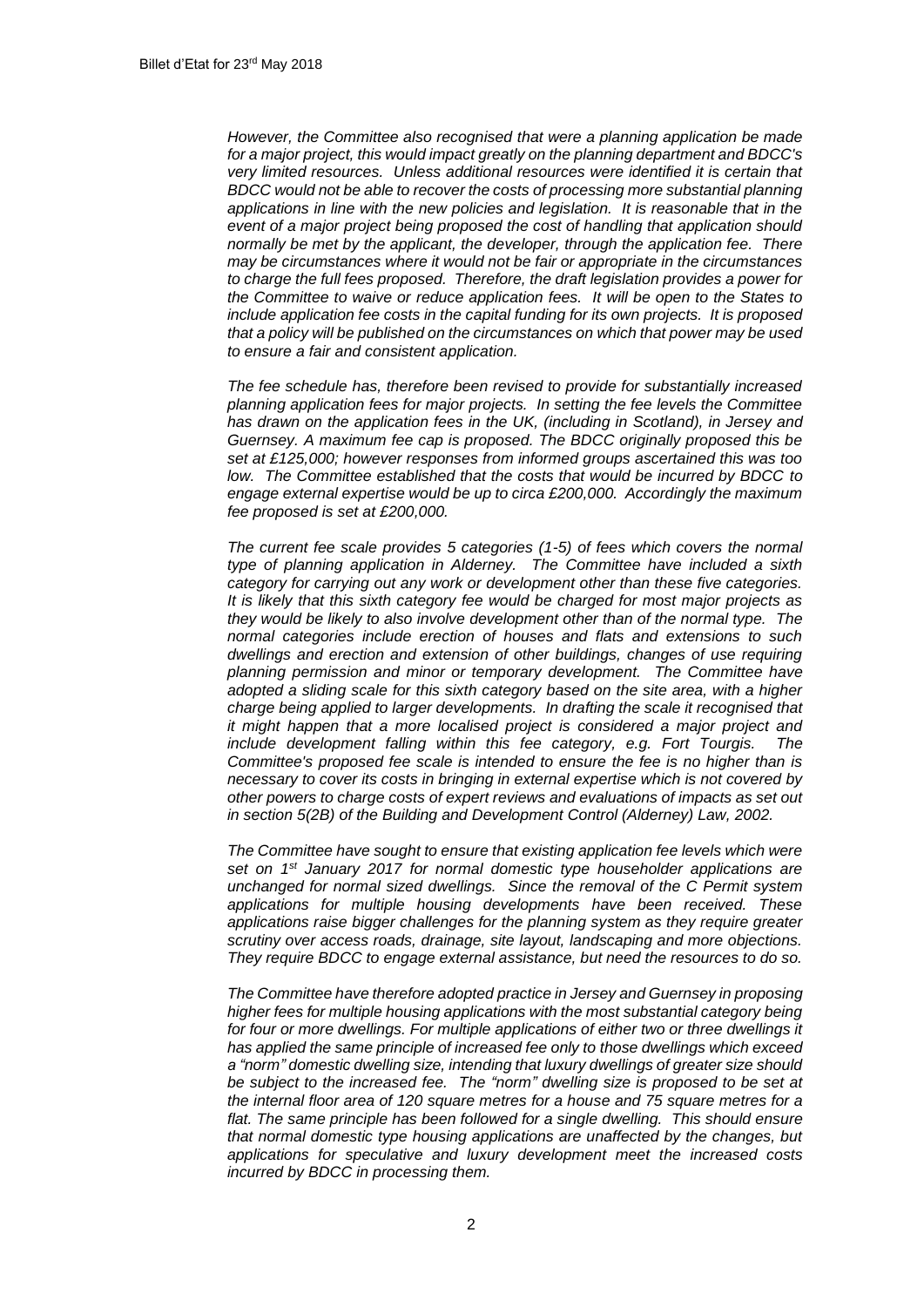*However, the Committee also recognised that were a planning application be made for a major project, this would impact greatly on the planning department and BDCC's very limited resources. Unless additional resources were identified it is certain that BDCC would not be able to recover the costs of processing more substantial planning applications in line with the new policies and legislation. It is reasonable that in the event of a major project being proposed the cost of handling that application should normally be met by the applicant, the developer, through the application fee. There may be circumstances where it would not be fair or appropriate in the circumstances to charge the full fees proposed. Therefore, the draft legislation provides a power for the Committee to waive or reduce application fees. It will be open to the States to include application fee costs in the capital funding for its own projects. It is proposed that a policy will be published on the circumstances on which that power may be used to ensure a fair and consistent application.*

*The fee schedule has, therefore been revised to provide for substantially increased planning application fees for major projects. In setting the fee levels the Committee has drawn on the application fees in the UK, (including in Scotland), in Jersey and Guernsey. A maximum fee cap is proposed. The BDCC originally proposed this be set at £125,000; however responses from informed groups ascertained this was too low. The Committee established that the costs that would be incurred by BDCC to engage external expertise would be up to circa £200,000. Accordingly the maximum fee proposed is set at £200,000.*

*The current fee scale provides 5 categories (1-5) of fees which covers the normal type of planning application in Alderney. The Committee have included a sixth category for carrying out any work or development other than these five categories. It is likely that this sixth category fee would be charged for most major projects as they would be likely to also involve development other than of the normal type. The normal categories include erection of houses and flats and extensions to such dwellings and erection and extension of other buildings, changes of use requiring planning permission and minor or temporary development. The Committee have adopted a sliding scale for this sixth category based on the site area, with a higher charge being applied to larger developments. In drafting the scale it recognised that it might happen that a more localised project is considered a major project and include development falling within this fee category, e.g. Fort Tourgis. The Committee's proposed fee scale is intended to ensure the fee is no higher than is necessary to cover its costs in bringing in external expertise which is not covered by other powers to charge costs of expert reviews and evaluations of impacts as set out in section 5(2B) of the Building and Development Control (Alderney) Law, 2002.*

*The Committee have sought to ensure that existing application fee levels which were set on 1st January 2017 for normal domestic type householder applications are unchanged for normal sized dwellings. Since the removal of the C Permit system applications for multiple housing developments have been received. These applications raise bigger challenges for the planning system as they require greater scrutiny over access roads, drainage, site layout, landscaping and more objections. They require BDCC to engage external assistance, but need the resources to do so.*

*The Committee have therefore adopted practice in Jersey and Guernsey in proposing higher fees for multiple housing applications with the most substantial category being for four or more dwellings. For multiple applications of either two or three dwellings it has applied the same principle of increased fee only to those dwellings which exceed a "norm" domestic dwelling size, intending that luxury dwellings of greater size should be subject to the increased fee. The "norm" dwelling size is proposed to be set at the internal floor area of 120 square metres for a house and 75 square metres for a flat. The same principle has been followed for a single dwelling. This should ensure that normal domestic type housing applications are unaffected by the changes, but applications for speculative and luxury development meet the increased costs incurred by BDCC in processing them.*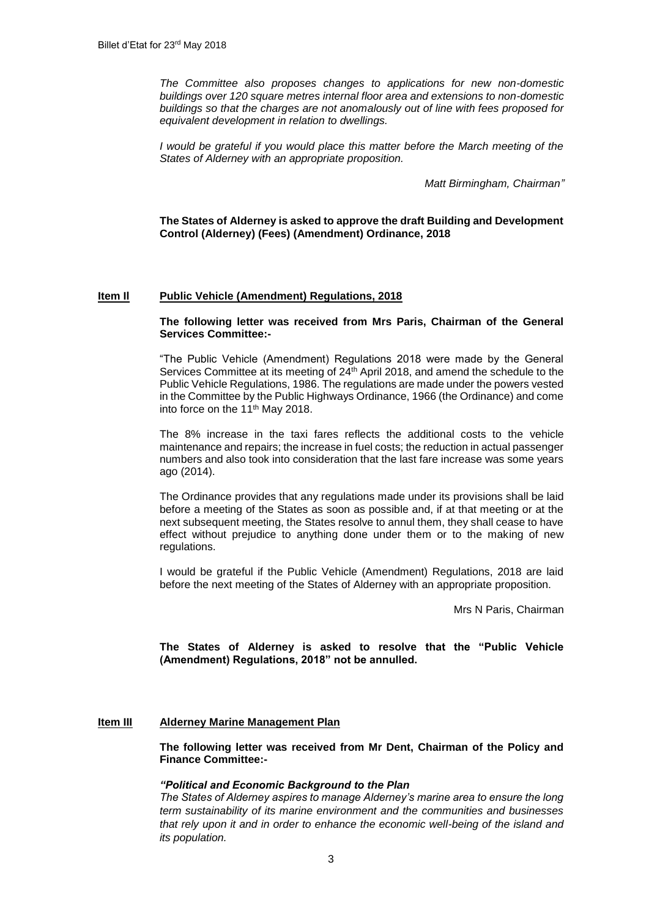*The Committee also proposes changes to applications for new non-domestic buildings over 120 square metres internal floor area and extensions to non-domestic buildings so that the charges are not anomalously out of line with fees proposed for equivalent development in relation to dwellings.*

*I would be grateful if you would place this matter before the March meeting of the States of Alderney with an appropriate proposition.*

*Matt Birmingham, Chairman"*

**The States of Alderney is asked to approve the draft Building and Development Control (Alderney) (Fees) (Amendment) Ordinance, 2018**

## Item II Public Vehicle (Amendment) Regulations, 2018

**The following letter was received from Mrs Paris, Chairman of the General Services Committee:-**

"The Public Vehicle (Amendment) Regulations 2018 were made by the General Services Committee at its meeting of 24th April 2018, and amend the schedule to the Public Vehicle Regulations, 1986. The regulations are made under the powers vested in the Committee by the Public Highways Ordinance, 1966 (the Ordinance) and come into force on the 11th May 2018.

The 8% increase in the taxi fares reflects the additional costs to the vehicle maintenance and repairs; the increase in fuel costs; the reduction in actual passenger numbers and also took into consideration that the last fare increase was some years ago (2014).

The Ordinance provides that any regulations made under its provisions shall be laid before a meeting of the States as soon as possible and, if at that meeting or at the next subsequent meeting, the States resolve to annul them, they shall cease to have effect without prejudice to anything done under them or to the making of new regulations.

I would be grateful if the Public Vehicle (Amendment) Regulations, 2018 are laid before the next meeting of the States of Alderney with an appropriate proposition.

Mrs N Paris, Chairman

**The States of Alderney is asked to resolve that the "Public Vehicle (Amendment) Regulations, 2018" not be annulled.**

## Item III Alderney Marine Management Plan

**The following letter was received from Mr Dent, Chairman of the Policy and Finance Committee:-**

***"Political and Economic Background to the Plan***

*The States of Alderney aspires to manage Alderney's marine area to ensure the long term sustainability of its marine environment and the communities and businesses that rely upon it and in order to enhance the economic well-being of the island and its population.*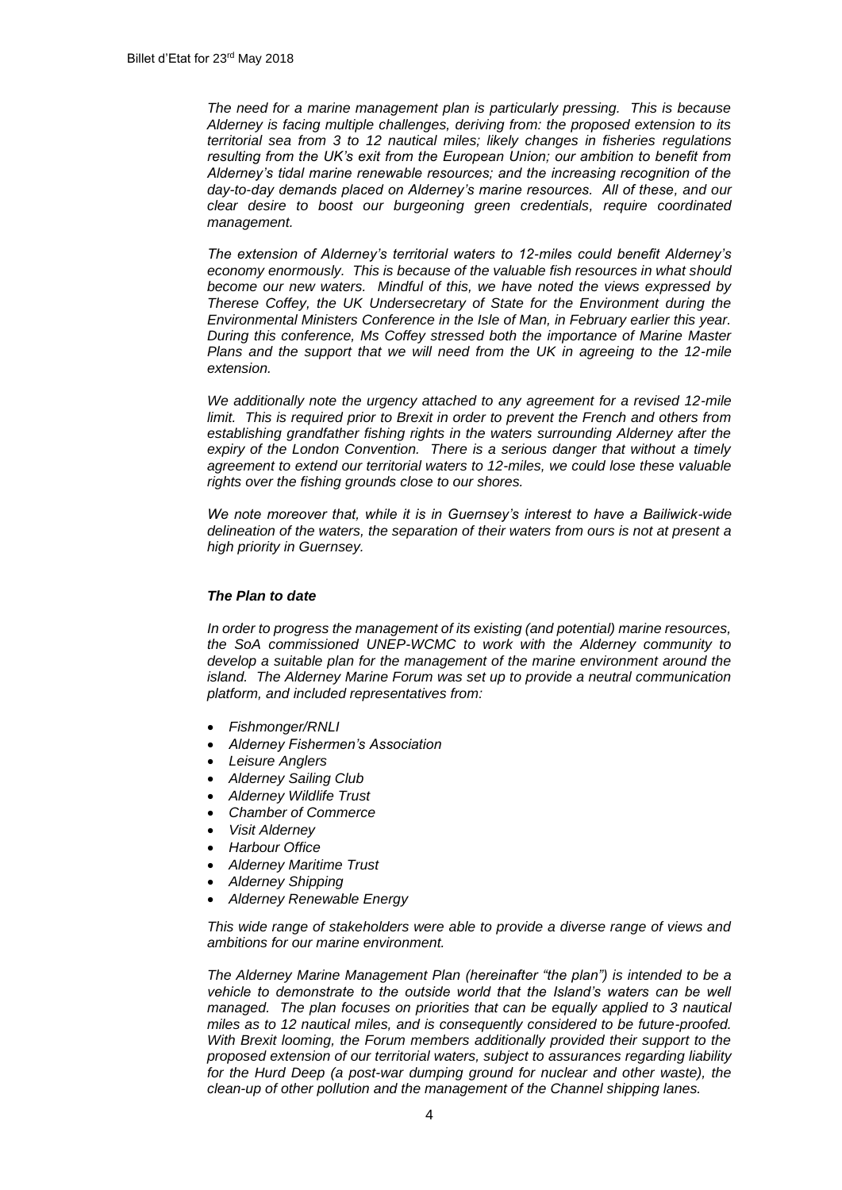*The need for a marine management plan is particularly pressing. This is because Alderney is facing multiple challenges, deriving from: the proposed extension to its territorial sea from 3 to 12 nautical miles; likely changes in fisheries regulations resulting from the UK's exit from the European Union; our ambition to benefit from Alderney's tidal marine renewable resources; and the increasing recognition of the day-to-day demands placed on Alderney's marine resources. All of these, and our clear desire to boost our burgeoning green credentials, require coordinated management.*

*The extension of Alderney's territorial waters to 12-miles could benefit Alderney's economy enormously. This is because of the valuable fish resources in what should become our new waters. Mindful of this, we have noted the views expressed by Therese Coffey, the UK Undersecretary of State for the Environment during the Environmental Ministers Conference in the Isle of Man, in February earlier this year. During this conference, Ms Coffey stressed both the importance of Marine Master Plans and the support that we will need from the UK in agreeing to the 12-mile extension.*

*We additionally note the urgency attached to any agreement for a revised 12-mile limit. This is required prior to Brexit in order to prevent the French and others from establishing grandfather fishing rights in the waters surrounding Alderney after the expiry of the London Convention. There is a serious danger that without a timely agreement to extend our territorial waters to 12-miles, we could lose these valuable rights over the fishing grounds close to our shores.*

*We note moreover that, while it is in Guernsey's interest to have a Bailiwick-wide delineation of the waters, the separation of their waters from ours is not at present a high priority in Guernsey.*

### *The Plan to date*

*In order to progress the management of its existing (and potential) marine resources, the SoA commissioned UNEP-WCMC to work with the Alderney community to develop a suitable plan for the management of the marine environment around the island. The Alderney Marine Forum was set up to provide a neutral communication platform, and included representatives from:*

- *Fishmonger/RNLI*
- *Alderney Fishermen's Association*
- *Leisure Anglers*
- *Alderney Sailing Club*
- *Alderney Wildlife Trust*
- *Chamber of Commerce*
- *Visit Alderney*
- *Harbour Office*
- *Alderney Maritime Trust*
- *Alderney Shipping*
- *Alderney Renewable Energy*

*This wide range of stakeholders were able to provide a diverse range of views and ambitions for our marine environment.*

*The Alderney Marine Management Plan (hereinafter "the plan") is intended to be a vehicle to demonstrate to the outside world that the Island's waters can be well managed. The plan focuses on priorities that can be equally applied to 3 nautical miles as to 12 nautical miles, and is consequently considered to be future-proofed. With Brexit looming, the Forum members additionally provided their support to the proposed extension of our territorial waters, subject to assurances regarding liability for the Hurd Deep (a post-war dumping ground for nuclear and other waste), the clean-up of other pollution and the management of the Channel shipping lanes.*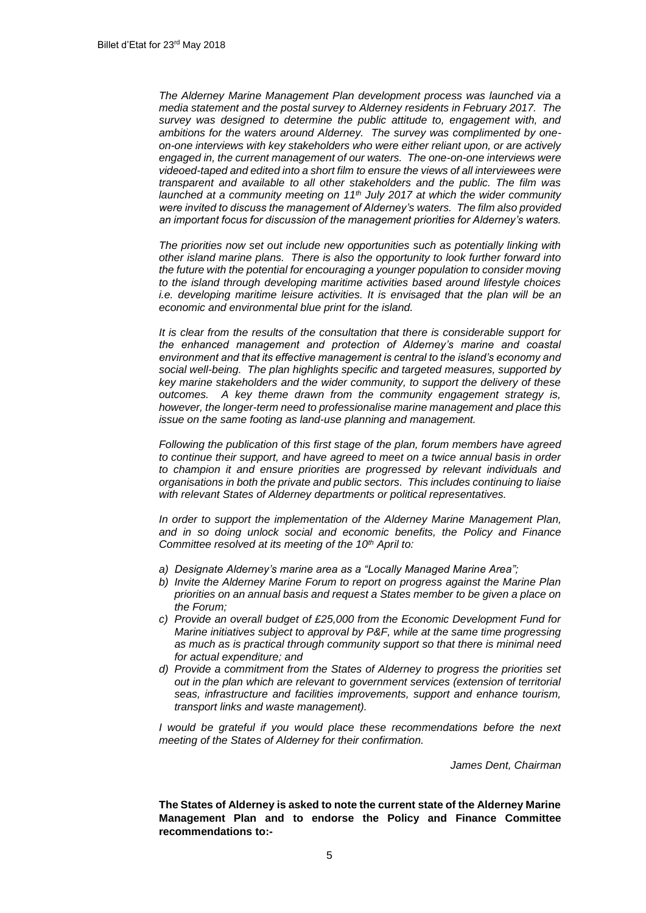*The Alderney Marine Management Plan development process was launched via a media statement and the postal survey to Alderney residents in February 2017. The survey was designed to determine the public attitude to, engagement with, and ambitions for the waters around Alderney. The survey was complimented by one-on-one interviews with key stakeholders who were either reliant upon, or are actively engaged in, the current management of our waters. The one-on-one interviews were videoed-taped and edited into a short film to ensure the views of all interviewees were transparent and available to all other stakeholders and the public. The film was launched at a community meeting on 11th July 2017 at which the wider community were invited to discuss the management of Alderney's waters. The film also provided an important focus for discussion of the management priorities for Alderney's waters.*

*The priorities now set out include new opportunities such as potentially linking with other island marine plans. There is also the opportunity to look further forward into the future with the potential for encouraging a younger population to consider moving to the island through developing maritime activities based around lifestyle choices i.e. developing maritime leisure activities. It is envisaged that the plan will be an economic and environmental blue print for the island.*

*It is clear from the results of the consultation that there is considerable support for the enhanced management and protection of Alderney's marine and coastal environment and that its effective management is central to the island's economy and social well-being. The plan highlights specific and targeted measures, supported by key marine stakeholders and the wider community, to support the delivery of these outcomes. A key theme drawn from the community engagement strategy is, however, the longer-term need to professionalise marine management and place this issue on the same footing as land-use planning and management.*

*Following the publication of this first stage of the plan, forum members have agreed to continue their support, and have agreed to meet on a twice annual basis in order to champion it and ensure priorities are progressed by relevant individuals and organisations in both the private and public sectors. This includes continuing to liaise with relevant States of Alderney departments or political representatives.*

*In order to support the implementation of the Alderney Marine Management Plan, and in so doing unlock social and economic benefits, the Policy and Finance Committee resolved at its meeting of the 10th April to:*

*a) Designate Alderney's marine area as a "Locally Managed Marine Area";*
*b) Invite the Alderney Marine Forum to report on progress against the Marine Plan priorities on an annual basis and request a States member to be given a place on the Forum;*
*c) Provide an overall budget of £25,000 from the Economic Development Fund for Marine initiatives subject to approval by P&F, while at the same time progressing as much as is practical through community support so that there is minimal need for actual expenditure; and*
*d) Provide a commitment from the States of Alderney to progress the priorities set out in the plan which are relevant to government services (extension of territorial seas, infrastructure and facilities improvements, support and enhance tourism, transport links and waste management).*

*I would be grateful if you would place these recommendations before the next meeting of the States of Alderney for their confirmation.*

*James Dent, Chairman*

**The States of Alderney is asked to note the current state of the Alderney Marine Management Plan and to endorse the Policy and Finance Committee recommendations to:-**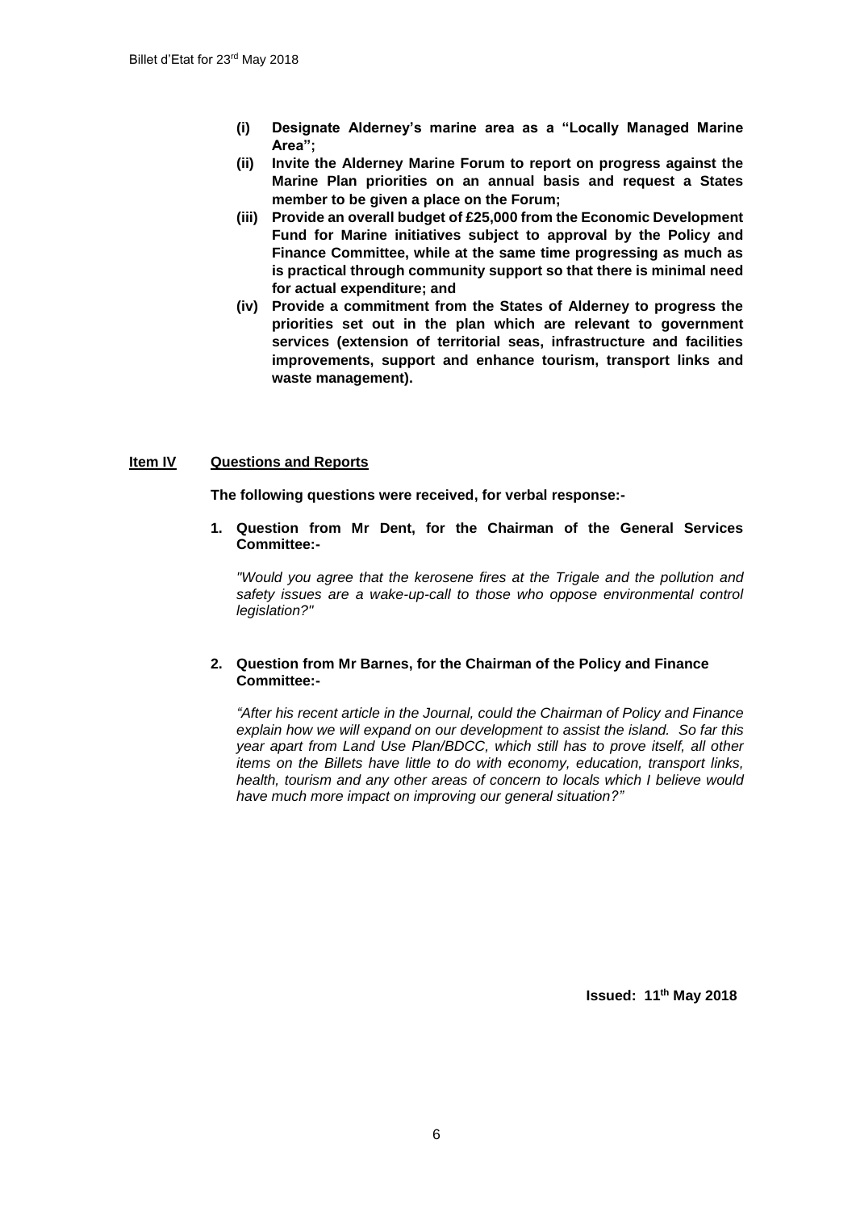**(i) Designate Alderney's marine area as a "Locally Managed Marine Area";**

**(ii) Invite the Alderney Marine Forum to report on progress against the Marine Plan priorities on an annual basis and request a States member to be given a place on the Forum;**

**(iii) Provide an overall budget of £25,000 from the Economic Development Fund for Marine initiatives subject to approval by the Policy and Finance Committee, while at the same time progressing as much as is practical through community support so that there is minimal need for actual expenditure; and**

**(iv) Provide a commitment from the States of Alderney to progress the priorities set out in the plan which are relevant to government services (extension of territorial seas, infrastructure and facilities improvements, support and enhance tourism, transport links and waste management).**

## Item IV Questions and Reports

**The following questions were received, for verbal response:-**

**1. Question from Mr Dent, for the Chairman of the General Services Committee:-**

*"Would you agree that the kerosene fires at the Trigale and the pollution and safety issues are a wake-up-call to those who oppose environmental control legislation?"*

**2. Question from Mr Barnes, for the Chairman of the Policy and Finance Committee:-**

*"After his recent article in the Journal, could the Chairman of Policy and Finance explain how we will expand on our development to assist the island. So far this year apart from Land Use Plan/BDCC, which still has to prove itself, all other items on the Billets have little to do with economy, education, transport links, health, tourism and any other areas of concern to locals which I believe would have much more impact on improving our general situation?"*

**Issued: 11th May 2018**